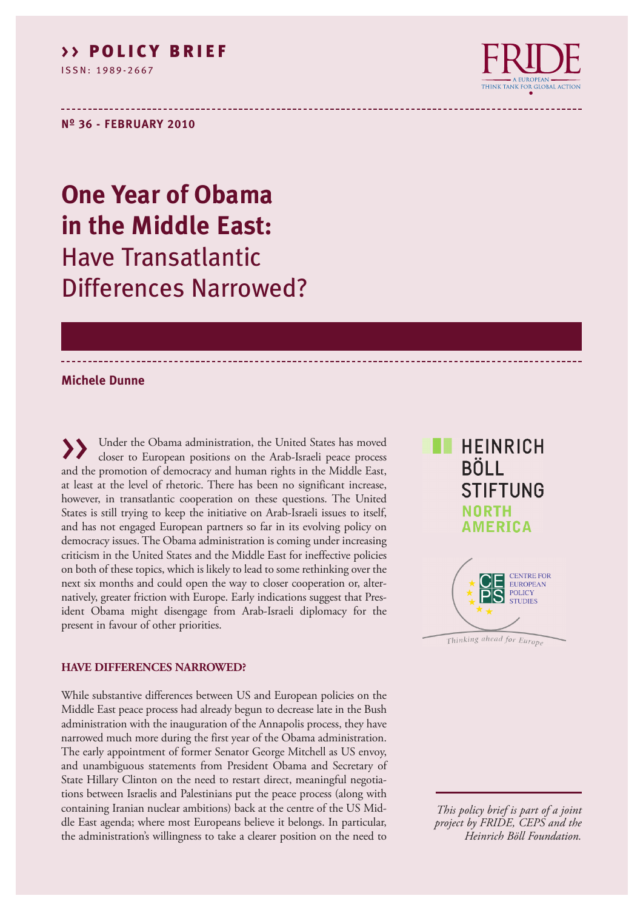>> **POLICY BRIEF**

ISSN: 1989-2667

FRIDE — A EUROPEAN THINK TANK FOR GLOBAL ACTION

**Nº 36 - FEBRUARY 2010**

# One Year of Obama in the Middle East: Have Transatlantic Differences Narrowed?

**Michele Dunne**

>> Under the Obama administration, the United States has moved closer to European positions on the Arab-Israeli peace process and the promotion of democracy and human rights in the Middle East, at least at the level of rhetoric. There has been no significant increase, however, in transatlantic cooperation on these questions. The United States is still trying to keep the initiative on Arab-Israeli issues to itself, and has not engaged European partners so far in its evolving policy on democracy issues. The Obama administration is coming under increasing criticism in the United States and the Middle East for ineffective policies on both of these topics, which is likely to lead to some rethinking over the next six months and could open the way to closer cooperation or, alternatively, greater friction with Europe. Early indications suggest that President Obama might disengage from Arab-Israeli diplomacy for the present in favour of other priorities.

HEINRICH BÖLL STIFTUNG NORTH AMERICA

CENTRE FOR EUROPEAN POLICY STUDIES — Thinking ahead for Europe

### HAVE DIFFERENCES NARROWED?

While substantive differences between US and European policies on the Middle East peace process had already begun to decrease late in the Bush administration with the inauguration of the Annapolis process, they have narrowed much more during the first year of the Obama administration. The early appointment of former Senator George Mitchell as US envoy, and unambiguous statements from President Obama and Secretary of State Hillary Clinton on the need to restart direct, meaningful negotiations between Israelis and Palestinians put the peace process (along with containing Iranian nuclear ambitions) back at the centre of the US Middle East agenda; where most Europeans believe it belongs. In particular, the administration's willingness to take a clearer position on the need to

*This policy brief is part of a joint project by FRIDE, CEPS and the Heinrich Böll Foundation.*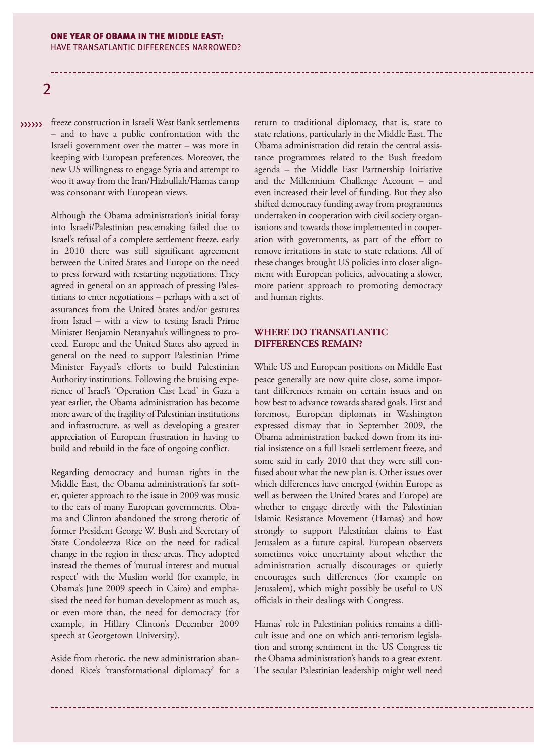freeze construction in Israeli West Bank settlements – and to have a public confrontation with the Israeli government over the matter – was more in keeping with European preferences. Moreover, the new US willingness to engage Syria and attempt to woo it away from the Iran/Hizbullah/Hamas camp was consonant with European views.

Although the Obama administration's initial foray into Israeli/Palestinian peacemaking failed due to Israel's refusal of a complete settlement freeze, early in 2010 there was still significant agreement between the United States and Europe on the need to press forward with restarting negotiations. They agreed in general on an approach of pressing Palestinians to enter negotiations – perhaps with a set of assurances from the United States and/or gestures from Israel – with a view to testing Israeli Prime Minister Benjamin Netanyahu's willingness to proceed. Europe and the United States also agreed in general on the need to support Palestinian Prime Minister Fayyad's efforts to build Palestinian Authority institutions. Following the bruising experience of Israel's 'Operation Cast Lead' in Gaza a year earlier, the Obama administration has become more aware of the fragility of Palestinian institutions and infrastructure, as well as developing a greater appreciation of European frustration in having to build and rebuild in the face of ongoing conflict.

Regarding democracy and human rights in the Middle East, the Obama administration's far softer, quieter approach to the issue in 2009 was music to the ears of many European governments. Obama and Clinton abandoned the strong rhetoric of former President George W. Bush and Secretary of State Condoleezza Rice on the need for radical change in the region in these areas. They adopted instead the themes of 'mutual interest and mutual respect' with the Muslim world (for example, in Obama's June 2009 speech in Cairo) and emphasised the need for human development as much as, or even more than, the need for democracy (for example, in Hillary Clinton's December 2009 speech at Georgetown University).

Aside from rhetoric, the new administration abandoned Rice's 'transformational diplomacy' for a return to traditional diplomacy, that is, state to state relations, particularly in the Middle East. The Obama administration did retain the central assistance programmes related to the Bush freedom agenda – the Middle East Partnership Initiative and the Millennium Challenge Account – and even increased their level of funding. But they also shifted democracy funding away from programmes undertaken in cooperation with civil society organisations and towards those implemented in cooperation with governments, as part of the effort to remove irritations in state to state relations. All of these changes brought US policies into closer alignment with European policies, advocating a slower, more patient approach to promoting democracy and human rights.

## WHERE DO TRANSATLANTIC DIFFERENCES REMAIN?

While US and European positions on Middle East peace generally are now quite close, some important differences remain on certain issues and on how best to advance towards shared goals. First and foremost, European diplomats in Washington expressed dismay that in September 2009, the Obama administration backed down from its initial insistence on a full Israeli settlement freeze, and some said in early 2010 that they were still confused about what the new plan is. Other issues over which differences have emerged (within Europe as well as between the United States and Europe) are whether to engage directly with the Palestinian Islamic Resistance Movement (Hamas) and how strongly to support Palestinian claims to East Jerusalem as a future capital. European observers sometimes voice uncertainty about whether the administration actually discourages or quietly encourages such differences (for example on Jerusalem), which might possibly be useful to US officials in their dealings with Congress.

Hamas' role in Palestinian politics remains a difficult issue and one on which anti-terrorism legislation and strong sentiment in the US Congress tie the Obama administration's hands to a great extent. The secular Palestinian leadership might well need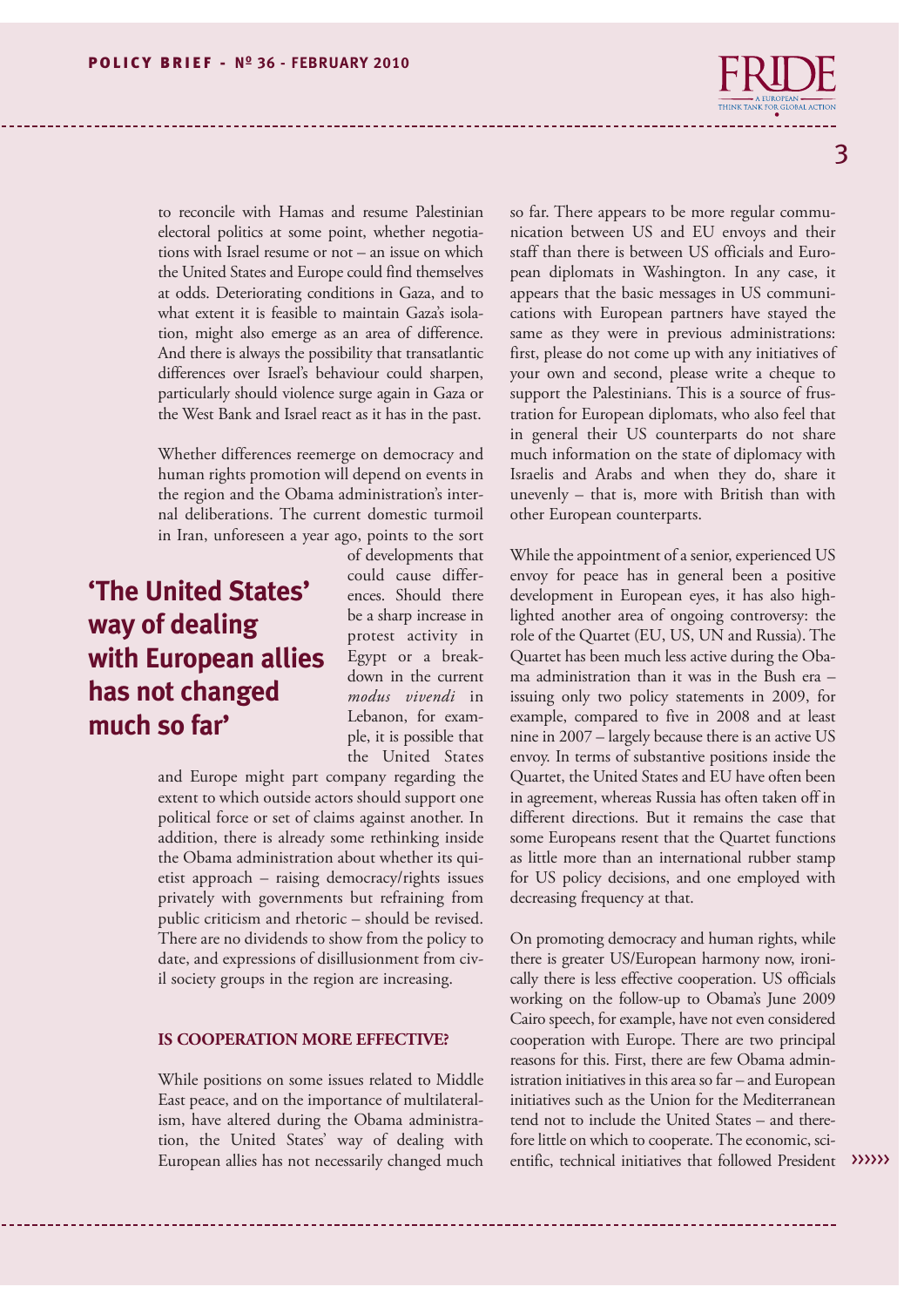to reconcile with Hamas and resume Palestinian electoral politics at some point, whether negotiations with Israel resume or not – an issue on which the United States and Europe could find themselves at odds. Deteriorating conditions in Gaza, and to what extent it is feasible to maintain Gaza's isolation, might also emerge as an area of difference. And there is always the possibility that transatlantic differences over Israel's behaviour could sharpen, particularly should violence surge again in Gaza or the West Bank and Israel react as it has in the past.

Whether differences reemerge on democracy and human rights promotion will depend on events in the region and the Obama administration's internal deliberations. The current domestic turmoil in Iran, unforeseen a year ago, points to the sort of developments that could cause differences. Should there be a sharp increase in protest activity in Egypt or a breakdown in the current *modus vivendi* in Lebanon, for example, it is possible that the United States and Europe might part company regarding the extent to which outside actors should support one political force or set of claims against another. In addition, there is already some rethinking inside the Obama administration about whether its quietist approach – raising democracy/rights issues privately with governments but refraining from public criticism and rhetoric – should be revised. There are no dividends to show from the policy to date, and expressions of disillusionment from civil society groups in the region are increasing.

> **'The United States' way of dealing with European allies has not changed much so far'**

### IS COOPERATION MORE EFFECTIVE?

While positions on some issues related to Middle East peace, and on the importance of multilateralism, have altered during the Obama administration, the United States' way of dealing with European allies has not necessarily changed much so far. There appears to be more regular communication between US and EU envoys and their staff than there is between US officials and European diplomats in Washington. In any case, it appears that the basic messages in US communications with European partners have stayed the same as they were in previous administrations: first, please do not come up with any initiatives of your own and second, please write a cheque to support the Palestinians. This is a source of frustration for European diplomats, who also feel that in general their US counterparts do not share much information on the state of diplomacy with Israelis and Arabs and when they do, share it unevenly – that is, more with British than with other European counterparts.

While the appointment of a senior, experienced US envoy for peace has in general been a positive development in European eyes, it has also highlighted another area of ongoing controversy: the role of the Quartet (EU, US, UN and Russia). The Quartet has been much less active during the Obama administration than it was in the Bush era – issuing only two policy statements in 2009, for example, compared to five in 2008 and at least nine in 2007 – largely because there is an active US envoy. In terms of substantive positions inside the Quartet, the United States and EU have often been in agreement, whereas Russia has often taken off in different directions. But it remains the case that some Europeans resent that the Quartet functions as little more than an international rubber stamp for US policy decisions, and one employed with decreasing frequency at that.

On promoting democracy and human rights, while there is greater US/European harmony now, ironically there is less effective cooperation. US officials working on the follow-up to Obama's June 2009 Cairo speech, for example, have not even considered cooperation with Europe. There are two principal reasons for this. First, there are few Obama administration initiatives in this area so far – and European initiatives such as the Union for the Mediterranean tend not to include the United States – and therefore little on which to cooperate. The economic, scientific, technical initiatives that followed President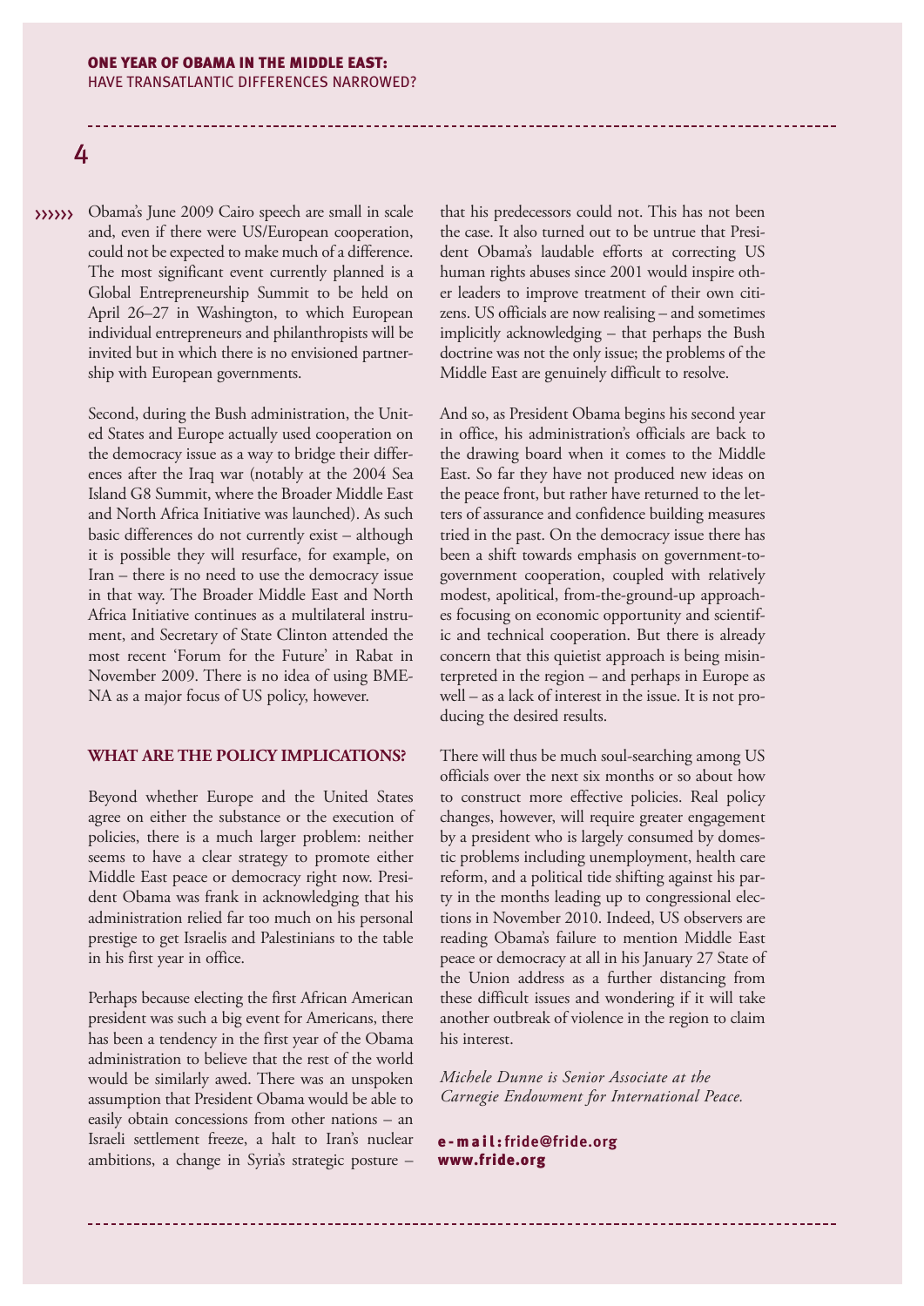Obama's June 2009 Cairo speech are small in scale and, even if there were US/European cooperation, could not be expected to make much of a difference. The most significant event currently planned is a Global Entrepreneurship Summit to be held on April 26–27 in Washington, to which European individual entrepreneurs and philanthropists will be invited but in which there is no envisioned partnership with European governments.

Second, during the Bush administration, the United States and Europe actually used cooperation on the democracy issue as a way to bridge their differences after the Iraq war (notably at the 2004 Sea Island G8 Summit, where the Broader Middle East and North Africa Initiative was launched). As such basic differences do not currently exist – although it is possible they will resurface, for example, on Iran – there is no need to use the democracy issue in that way. The Broader Middle East and North Africa Initiative continues as a multilateral instrument, and Secretary of State Clinton attended the most recent 'Forum for the Future' in Rabat in November 2009. There is no idea of using BMENA as a major focus of US policy, however.

## WHAT ARE THE POLICY IMPLICATIONS?

Beyond whether Europe and the United States agree on either the substance or the execution of policies, there is a much larger problem: neither seems to have a clear strategy to promote either Middle East peace or democracy right now. President Obama was frank in acknowledging that his administration relied far too much on his personal prestige to get Israelis and Palestinians to the table in his first year in office.

Perhaps because electing the first African American president was such a big event for Americans, there has been a tendency in the first year of the Obama administration to believe that the rest of the world would be similarly awed. There was an unspoken assumption that President Obama would be able to easily obtain concessions from other nations – an Israeli settlement freeze, a halt to Iran's nuclear ambitions, a change in Syria's strategic posture – that his predecessors could not. This has not been the case. It also turned out to be untrue that President Obama's laudable efforts at correcting US human rights abuses since 2001 would inspire other leaders to improve treatment of their own citizens. US officials are now realising – and sometimes implicitly acknowledging – that perhaps the Bush doctrine was not the only issue; the problems of the Middle East are genuinely difficult to resolve.

And so, as President Obama begins his second year in office, his administration's officials are back to the drawing board when it comes to the Middle East. So far they have not produced new ideas on the peace front, but rather have returned to the letters of assurance and confidence building measures tried in the past. On the democracy issue there has been a shift towards emphasis on government-to-government cooperation, coupled with relatively modest, apolitical, from-the-ground-up approaches focusing on economic opportunity and scientific and technical cooperation. But there is already concern that this quietist approach is being misinterpreted in the region – and perhaps in Europe as well – as a lack of interest in the issue. It is not producing the desired results.

There will thus be much soul-searching among US officials over the next six months or so about how to construct more effective policies. Real policy changes, however, will require greater engagement by a president who is largely consumed by domestic problems including unemployment, health care reform, and a political tide shifting against his party in the months leading up to congressional elections in November 2010. Indeed, US observers are reading Obama's failure to mention Middle East peace or democracy at all in his January 27 State of the Union address as a further distancing from these difficult issues and wondering if it will take another outbreak of violence in the region to claim his interest.

*Michele Dunne is Senior Associate at the Carnegie Endowment for International Peace.*

**e-mail: fride@fride.org**
**www.fride.org**